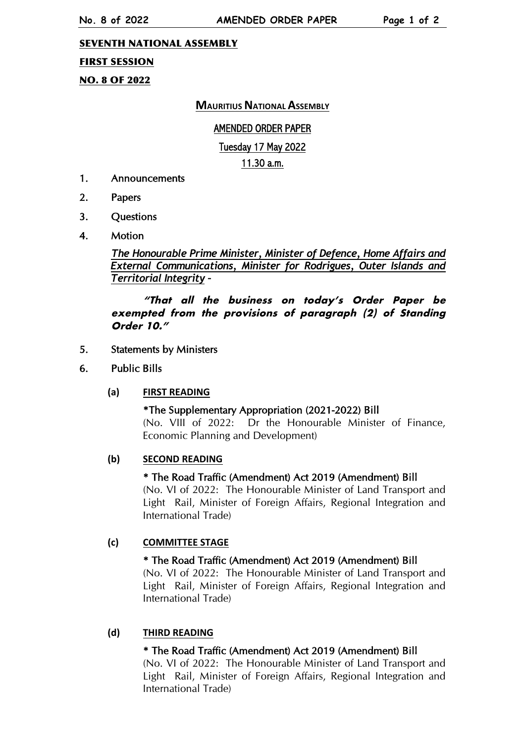**SEVENTH NATIONAL ASSEMBLY**

**FIRST SESSION**

**NO. 8 OF 2022**

# MAURITIUS NATIONAL ASSEMBLY

## AMENDED ORDER PAPER

**Tuesday 17 May 2022**

**11.30 a.m.**

1. Announcements
2. Papers
3. Questions
4. Motion

   *The Honourable Prime Minister, Minister of Defence, Home Affairs and External Communications, Minister for Rodrigues, Outer Islands and Territorial Integrity* –

   ***"That all the business on today's Order Paper be exempted from the provisions of paragraph (2) of Standing Order 10."***

5. Statements by Ministers
6. Public Bills

   **(a) FIRST READING**

   *The Supplementary Appropriation (2021-2022) Bill
   (No. VIII of 2022: Dr the Honourable Minister of Finance, Economic Planning and Development)

   **(b) SECOND READING**

   * The Road Traffic (Amendment) Act 2019 (Amendment) Bill
   (No. VI of 2022: The Honourable Minister of Land Transport and Light Rail, Minister of Foreign Affairs, Regional Integration and International Trade)

   **(c) COMMITTEE STAGE**

   * The Road Traffic (Amendment) Act 2019 (Amendment) Bill
   (No. VI of 2022: The Honourable Minister of Land Transport and Light Rail, Minister of Foreign Affairs, Regional Integration and International Trade)

   **(d) THIRD READING**

   * The Road Traffic (Amendment) Act 2019 (Amendment) Bill
   (No. VI of 2022: The Honourable Minister of Land Transport and Light Rail, Minister of Foreign Affairs, Regional Integration and International Trade)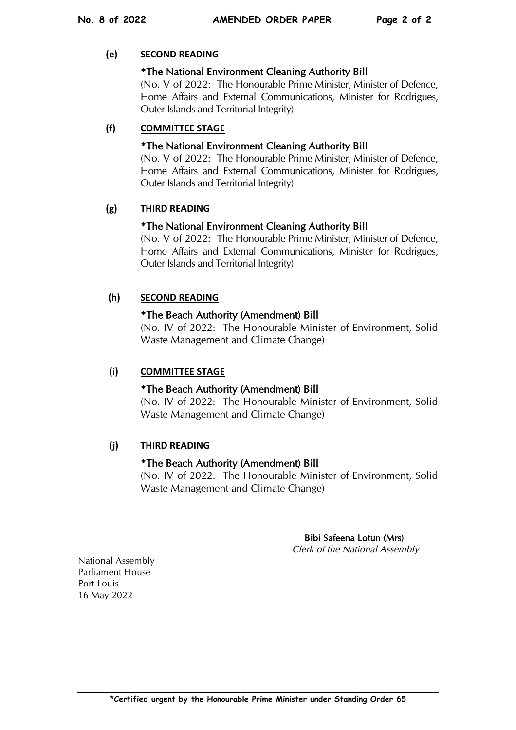**(e)** **SECOND READING**

**\*The National Environment Cleaning Authority Bill**
(No. V of 2022: The Honourable Prime Minister, Minister of Defence, Home Affairs and External Communications, Minister for Rodrigues, Outer Islands and Territorial Integrity)

**(f)** **COMMITTEE STAGE**

**\*The National Environment Cleaning Authority Bill**
(No. V of 2022: The Honourable Prime Minister, Minister of Defence, Home Affairs and External Communications, Minister for Rodrigues, Outer Islands and Territorial Integrity)

**(g)** **THIRD READING**

**\*The National Environment Cleaning Authority Bill**
(No. V of 2022: The Honourable Prime Minister, Minister of Defence, Home Affairs and External Communications, Minister for Rodrigues, Outer Islands and Territorial Integrity)

**(h)** **SECOND READING**

**\*The Beach Authority (Amendment) Bill**
(No. IV of 2022: The Honourable Minister of Environment, Solid Waste Management and Climate Change)

**(i)** **COMMITTEE STAGE**

**\*The Beach Authority (Amendment) Bill**
(No. IV of 2022: The Honourable Minister of Environment, Solid Waste Management and Climate Change)

**(j)** **THIRD READING**

**\*The Beach Authority (Amendment) Bill**
(No. IV of 2022: The Honourable Minister of Environment, Solid Waste Management and Climate Change)

**Bibi Safeena Lotun (Mrs)**
*Clerk of the National Assembly*

National Assembly
Parliament House
Port Louis
16 May 2022

**\*Certified urgent by the Honourable Prime Minister under Standing Order 65**